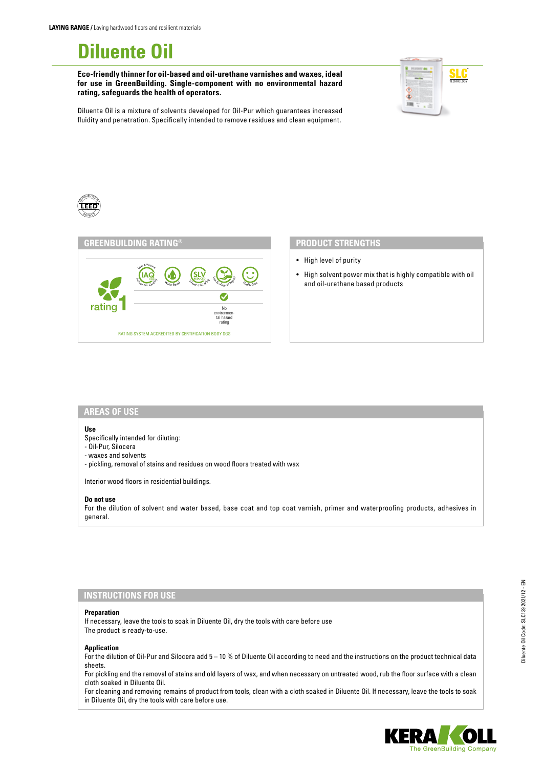**LAYING RANGE /** Laying hardwood floors and resilient materials

# Diluente Oil

**Eco-friendly thinner for oil-based and oil-urethane varnishes and waxes, ideal for use in GreenBuilding. Single-component with no environmental hazard rating, safeguards the health of operators.**

Diluente Oil is a mixture of solvents developed for Oil-Pur which guarantees increased fluidity and penetration. Specifically intended to remove residues and clean equipment.

## GREENBUILDING RATING®

rating 1

No environmental hazard rating

RATING SYSTEM ACCREDITED BY CERTIFICATION BODY SGS

## PRODUCT STRENGTHS

- High level of purity
- High solvent power mix that is highly compatible with oil and oil-urethane based products

## AREAS OF USE

**Use**

Specifically intended for diluting:
- Oil-Pur, Silocera
- waxes and solvents
- pickling, removal of stains and residues on wood floors treated with wax

Interior wood floors in residential buildings.

**Do not use**

For the dilution of solvent and water based, base coat and top coat varnish, primer and waterproofing products, adhesives in general.

## INSTRUCTIONS FOR USE

**Preparation**

If necessary, leave the tools to soak in Diluente Oil, dry the tools with care before use
The product is ready-to-use.

**Application**

For the dilution of Oil-Pur and Silocera add 5 – 10 % of Diluente Oil according to need and the instructions on the product technical data sheets.
For pickling and the removal of stains and old layers of wax, and when necessary on untreated wood, rub the floor surface with a clean cloth soaked in Diluente Oil.
For cleaning and removing remains of product from tools, clean with a cloth soaked in Diluente Oil. If necessary, leave the tools to soak in Diluente Oil, dry the tools with care before use.

Diluente Oil Code: SLC139 2021/12 - EN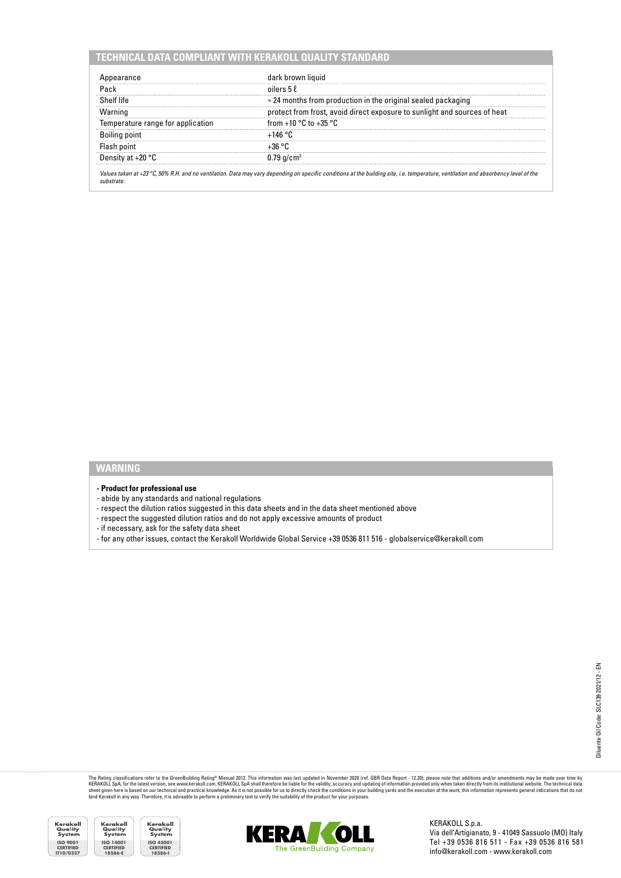## TECHNICAL DATA COMPLIANT WITH KERAKOLL QUALITY STANDARD

| | |
|---|---|
| Appearance | dark brown liquid |
| Pack | oilers 5 ℓ |
| Shelf life | ≈ 24 months from production in the original sealed packaging |
| Warning | protect from frost, avoid direct exposure to sunlight and sources of heat |
| Temperature range for application | from +10 °C to +35 °C |
| Boiling point | +146 °C |
| Flash point | +36 °C |
| Density at +20 °C | 0.79 g/cm$^3$ |

*Values taken at +23 °C, 50% R.H. and no ventilation. Data may vary depending on specific conditions at the building site, i.e. temperature, ventilation and absorbency level of the substrate.*

## WARNING

- **Product for professional use**
- abide by any standards and national regulations
- respect the dilution ratios suggested in this data sheets and in the data sheet mentioned above
- respect the suggested dilution ratios and do not apply excessive amounts of product
- if necessary, ask for the safety data sheet
- for any other issues, contact the Kerakoll Worldwide Global Service +39 0536 811 516 - globalservice@kerakoll.com

Diluente Oil Code: SLC139 2021/12 - EN

The Rating classifications refer to the GreenBuilding Rating® Manual 2013. This information was last updated in November 2020 (ref. GBR Data Report - 12.20); please note that additions and/or amendments may be made over time by KERAKOLL SpA; for the latest version, see www.kerakoll.com. KERAKOLL SpA shall therefore be liable for the validity, accuracy and updating of information provided only when taken directly from its institutional website. The technical data sheet given here is based on our technical and practical knowledge. As it is not possible for us to directly check the conditions in your building yards and the execution of the work, this information represents general indications that do not bind Kerakoll in any way. Therefore, it is advisable to perform a preliminary test to verify the suitability of the product for your purposes.

Kerakoll Quality System ISO 9001 CERTIFIED IT10/0327

Kerakoll Quality System ISO 14001 CERTIFIED 18586-E

Kerakoll Quality System ISO 45001 CERTIFIED 18586-I

KERAKOLL The GreenBuilding Company

KERAKOLL S.p.a.
Via dell'Artigianato, 9 - 41049 Sassuolo (MO) Italy
Tel +39 0536 816 511 - Fax +39 0536 816 581
info@kerakoll.com - www.kerakoll.com